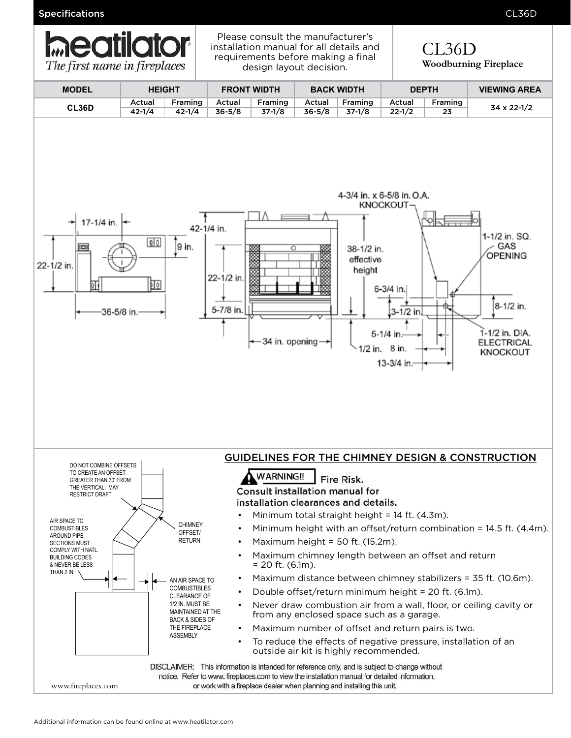Specifications CL36D

heatilator
*The first name in fireplaces*

Please consult the manufacturer's installation manual for all details and requirements before making a final design layout decision.

# CL36D
**Woodburning Fireplace**

| MODEL | HEIGHT | | FRONT WIDTH | | BACK WIDTH | | DEPTH | | VIEWING AREA |
|---|---|---|---|---|---|---|---|---|---|
| | Actual | Framing | Actual | Framing | Actual | Framing | Actual | Framing | |
| CL36D | 42-1/4 | 42-1/4 | 36-5/8 | 37-1/8 | 36-5/8 | 37-1/8 | 22-1/2 | 23 | 34 x 22-1/2 |

17-1/4 in. | 22-1/2 in. | 9 in. | 36-5/8 in. | 42-1/4 in. | 22-1/2 in. | 5-7/8 in. | 34 in. opening | 38-1/2 in. effective height | 4-3/4 in. x 6-5/8 in. O.A. KNOCKOUT | 1-1/2 in. SQ. GAS OPENING | 6-3/4 in. | 3-1/2 in. | 8-1/2 in. | 5-1/4 in. | 1/2 in. | 8 in. | 13-3/4 in. | 1-1/2 in. DIA. ELECTRICAL KNOCKOUT

DO NOT COMBINE OFFSETS TO CREATE AN OFFSET GREATER THAN 30˚ FROM THE VERTICAL. MAY RESTRICT DRAFT

AIR SPACE TO COMBUSTIBLES AROUND PIPE SECTIONS MUST COMPLY WITH NATL. BUILDING CODES & NEVER BE LESS THAN 2 IN.

CHIMNEY OFFSET/ RETURN

AN AIR SPACE TO COMBUSTIBLES CLEARANCE OF 1/2 IN. MUST BE MAINTAINED AT THE BACK & SIDES OF THE FIREPLACE ASSEMBLY

## GUIDELINES FOR THE CHIMNEY DESIGN & CONSTRUCTION

**WARNING!!** Fire Risk.

**Consult installation manual for installation clearances and details.**

- Minimum total straight height = 14 ft. (4.3m).
- Minimum height with an offset/return combination = 14.5 ft. (4.4m).
- Maximum height = 50 ft. (15.2m).
- Maximum chimney length between an offset and return = 20 ft. (6.1m).
- Maximum distance between chimney stabilizers = 35 ft. (10.6m).
- Double offset/return minimum height = 20 ft. (6.1m).
- Never draw combustion air from a wall, floor, or ceiling cavity or from any enclosed space such as a garage.
- Maximum number of offset and return pairs is two.
- To reduce the effects of negative pressure, installation of an outside air kit is highly recommended.

DISCLAIMER: This information is intended for reference only, and is subject to change without notice. Refer to www. fireplaces.com to view the installation manual for detailed information, or work with a fireplace dealer when planning and installing this unit.

www.fireplaces.com

Additional information can be found online at www.heatilator.com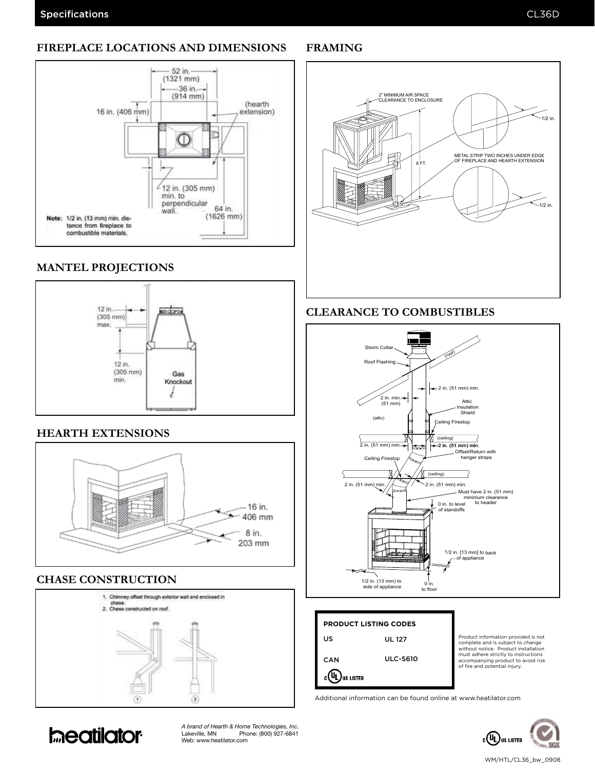## FIREPLACE LOCATIONS AND DIMENSIONS

52 in. (1321 mm)
36 in. (914 mm)
16 in. (406 mm)
(hearth extension)
12 in. (305 mm) min. to perpendicular wall.
64 in. (1626 mm)

**Note:** 1/2 in. (13 mm) min. distance from fireplace to combustible materials.

## FRAMING

2" MINIMUM AIR SPACE CLEARANCE TO ENCLOSURE
8 FT.
1/2 in.
METAL STRIP TWO INCHES UNDER EDGE OF FIREPLACE AND HEARTH EXTENSION
1/2 in.

## MANTEL PROJECTIONS

12 in. (305 mm) max.
12 in. (305 mm) min.
Gas Knockout

## CLEARANCE TO COMBUSTIBLES

Storm Collar
Roof Flashing
(roof)
2 in. (51 mm) min.
2 in. min. (51 mm)
Attic Insulation Shield
(attic)
Ceiling Firestop
(ceiling)
2 in. (51 mm) min.
2 in. (51 mm) min.
Offset/Return with hanger straps
Ceiling Firestop
(ceiling)
2 in. (51 mm) min.
2 in. (51 mm) min.
Must have 2 in. (51 mm) minimum clearance to header
0 in. to level of standoffs
1/2 in. [13 mm] to back of appliance
1/2 in. (13 mm) to side of appliance
0 in. to floor

## HEARTH EXTENSIONS

16 in. 406 mm
8 in. 203 mm

## CHASE CONSTRUCTION

1. Chimney offset through exterior wall and enclosed in chase.
2. Chase constructed on roof.

| PRODUCT LISTING CODES | |
|---|---|
| US | UL 127 |
| CAN | ULC-S610 |

c UL US LISTED

Product information provided is not complete and is subject to change without notice. Product installation must adhere strictly to instructions accompanying product to avoid risk of fire and potential injury.

Additional information can be found online at www.heatilator.com

heatilator

*A brand of Hearth & Home Technologies, Inc.*
Lakeville, MN Phone: (800) 927-6841
Web: www.heatilator.com

c UL US LISTED

WM/HTL/CL36_bw_0908